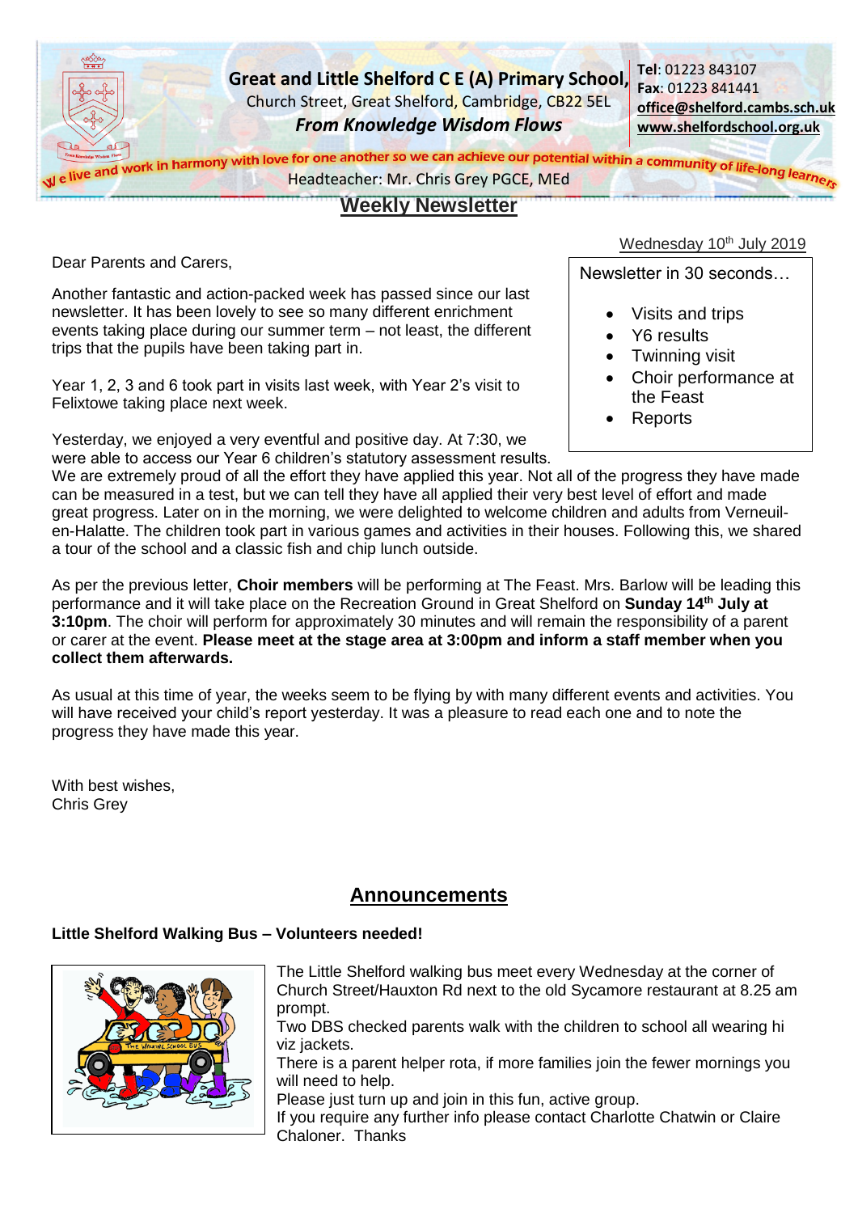**Great and Little Shelford C E (A) Primary School,**
Church Street, Great Shelford, Cambridge, CB22 5EL
***From Knowledge Wisdom Flows***

**Tel**: 01223 843107
**Fax**: 01223 841441
**office@shelford.cambs.sch.uk**
**www.shelfordschool.org.uk**

We live and work in harmony with love for one another so we can achieve our potential within a community of life-long learners

Headteacher: Mr. Chris Grey PGCE, MEd

# Weekly Newsletter

Wednesday 10th July 2019

Newsletter in 30 seconds…

- Visits and trips
- Y6 results
- Twinning visit
- Choir performance at the Feast
- Reports

Dear Parents and Carers,

Another fantastic and action-packed week has passed since our last newsletter. It has been lovely to see so many different enrichment events taking place during our summer term – not least, the different trips that the pupils have been taking part in.

Year 1, 2, 3 and 6 took part in visits last week, with Year 2's visit to Felixtowe taking place next week.

Yesterday, we enjoyed a very eventful and positive day. At 7:30, we were able to access our Year 6 children's statutory assessment results. We are extremely proud of all the effort they have applied this year. Not all of the progress they have made can be measured in a test, but we can tell they have all applied their very best level of effort and made great progress. Later on in the morning, we were delighted to welcome children and adults from Verneuil-en-Halatte. The children took part in various games and activities in their houses. Following this, we shared a tour of the school and a classic fish and chip lunch outside.

As per the previous letter, **Choir members** will be performing at The Feast. Mrs. Barlow will be leading this performance and it will take place on the Recreation Ground in Great Shelford on **Sunday 14th July at 3:10pm**. The choir will perform for approximately 30 minutes and will remain the responsibility of a parent or carer at the event. **Please meet at the stage area at 3:00pm and inform a staff member when you collect them afterwards.**

As usual at this time of year, the weeks seem to be flying by with many different events and activities. You will have received your child's report yesterday. It was a pleasure to read each one and to note the progress they have made this year.

With best wishes,
Chris Grey

## Announcements

**Little Shelford Walking Bus – Volunteers needed!**

The Little Shelford walking bus meet every Wednesday at the corner of Church Street/Hauxton Rd next to the old Sycamore restaurant at 8.25 am prompt.
Two DBS checked parents walk with the children to school all wearing hi viz jackets.
There is a parent helper rota, if more families join the fewer mornings you will need to help.
Please just turn up and join in this fun, active group.
If you require any further info please contact Charlotte Chatwin or Claire Chaloner. Thanks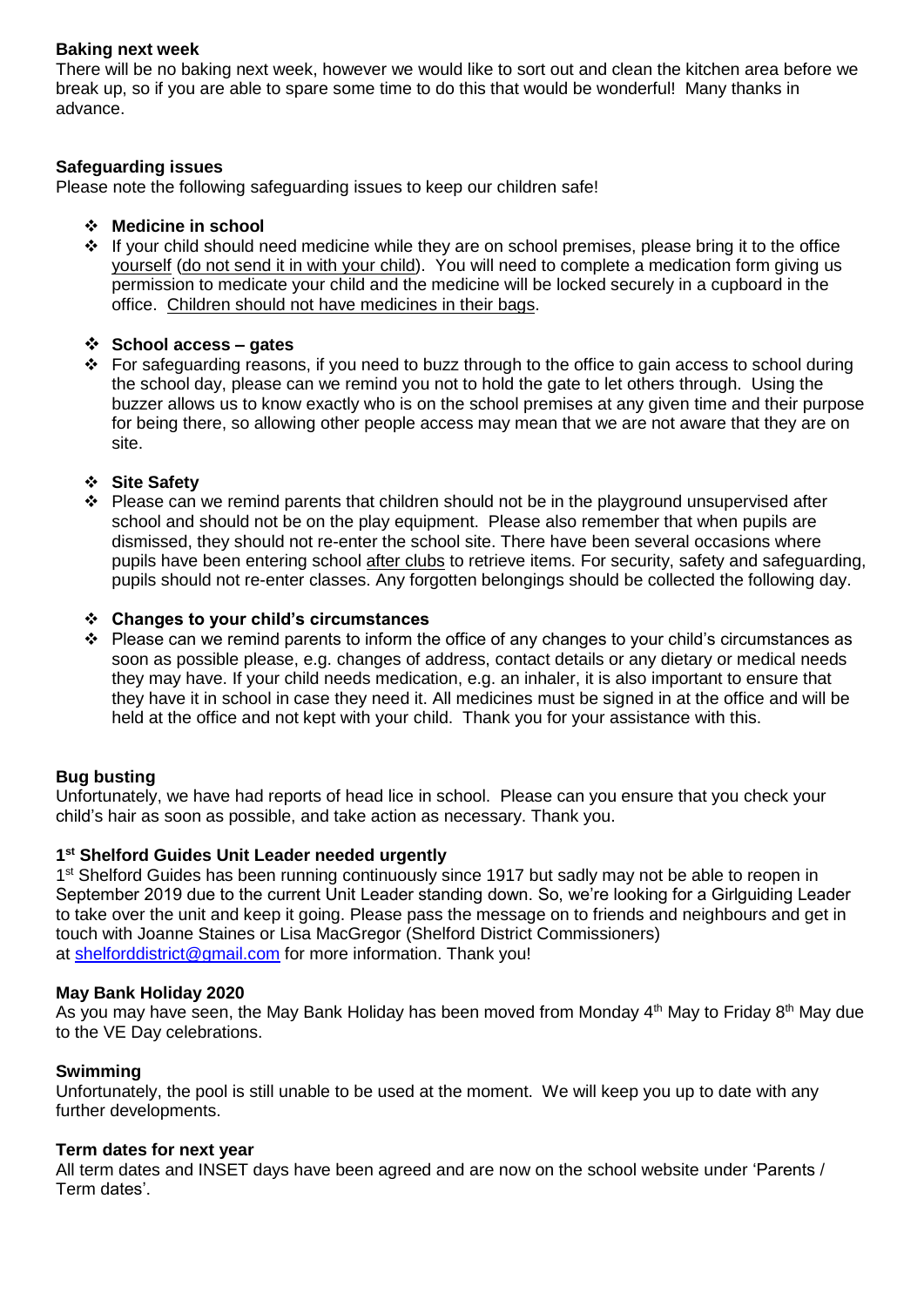**Baking next week**

There will be no baking next week, however we would like to sort out and clean the kitchen area before we break up, so if you are able to spare some time to do this that would be wonderful! Many thanks in advance.

**Safeguarding issues**

Please note the following safeguarding issues to keep our children safe!

- **Medicine in school**
- If your child should need medicine while they are on school premises, please bring it to the office yourself (do not send it in with your child). You will need to complete a medication form giving us permission to medicate your child and the medicine will be locked securely in a cupboard in the office. Children should not have medicines in their bags.

- **School access – gates**
- For safeguarding reasons, if you need to buzz through to the office to gain access to school during the school day, please can we remind you not to hold the gate to let others through. Using the buzzer allows us to know exactly who is on the school premises at any given time and their purpose for being there, so allowing other people access may mean that we are not aware that they are on site.

- **Site Safety**
- Please can we remind parents that children should not be in the playground unsupervised after school and should not be on the play equipment. Please also remember that when pupils are dismissed, they should not re-enter the school site. There have been several occasions where pupils have been entering school after clubs to retrieve items. For security, safety and safeguarding, pupils should not re-enter classes. Any forgotten belongings should be collected the following day.

- **Changes to your child's circumstances**
- Please can we remind parents to inform the office of any changes to your child's circumstances as soon as possible please, e.g. changes of address, contact details or any dietary or medical needs they may have. If your child needs medication, e.g. an inhaler, it is also important to ensure that they have it in school in case they need it. All medicines must be signed in at the office and will be held at the office and not kept with your child. Thank you for your assistance with this.

**Bug busting**

Unfortunately, we have had reports of head lice in school. Please can you ensure that you check your child's hair as soon as possible, and take action as necessary. Thank you.

**1st Shelford Guides Unit Leader needed urgently**

1st Shelford Guides has been running continuously since 1917 but sadly may not be able to reopen in September 2019 due to the current Unit Leader standing down. So, we're looking for a Girlguiding Leader to take over the unit and keep it going. Please pass the message on to friends and neighbours and get in touch with Joanne Staines or Lisa MacGregor (Shelford District Commissioners) at shelforddistrict@gmail.com for more information. Thank you!

**May Bank Holiday 2020**

As you may have seen, the May Bank Holiday has been moved from Monday 4th May to Friday 8th May due to the VE Day celebrations.

**Swimming**

Unfortunately, the pool is still unable to be used at the moment. We will keep you up to date with any further developments.

**Term dates for next year**

All term dates and INSET days have been agreed and are now on the school website under 'Parents / Term dates'.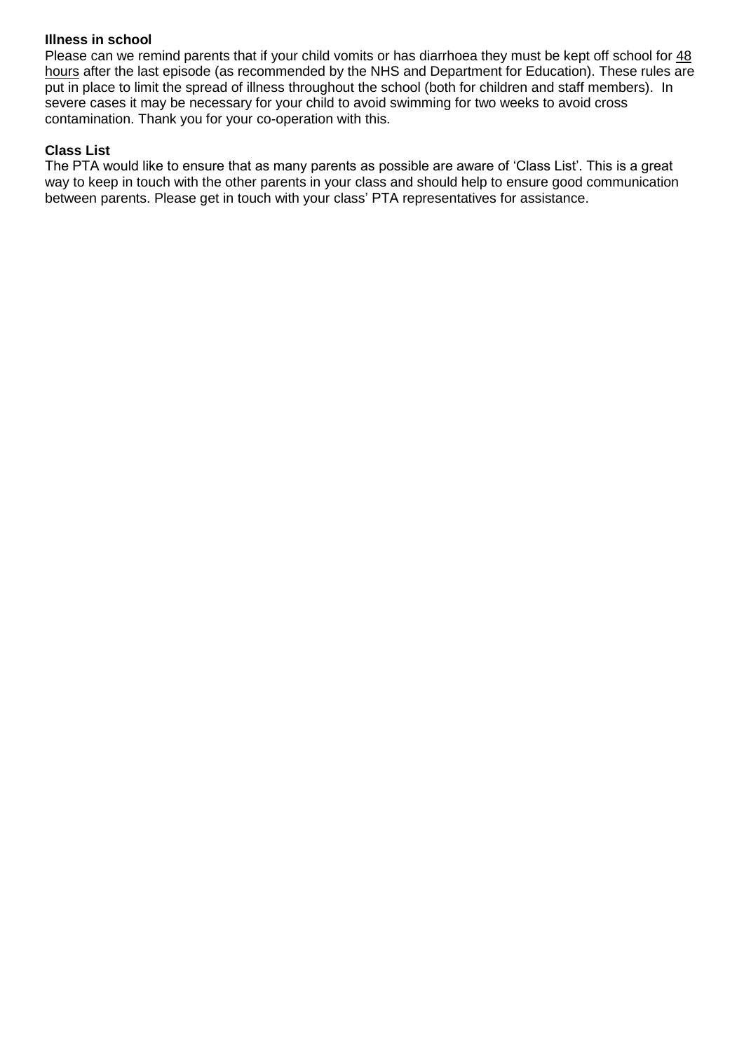**Illness in school**

Please can we remind parents that if your child vomits or has diarrhoea they must be kept off school for 48 hours after the last episode (as recommended by the NHS and Department for Education). These rules are put in place to limit the spread of illness throughout the school (both for children and staff members). In severe cases it may be necessary for your child to avoid swimming for two weeks to avoid cross contamination. Thank you for your co-operation with this.

**Class List**

The PTA would like to ensure that as many parents as possible are aware of 'Class List'. This is a great way to keep in touch with the other parents in your class and should help to ensure good communication between parents. Please get in touch with your class' PTA representatives for assistance.